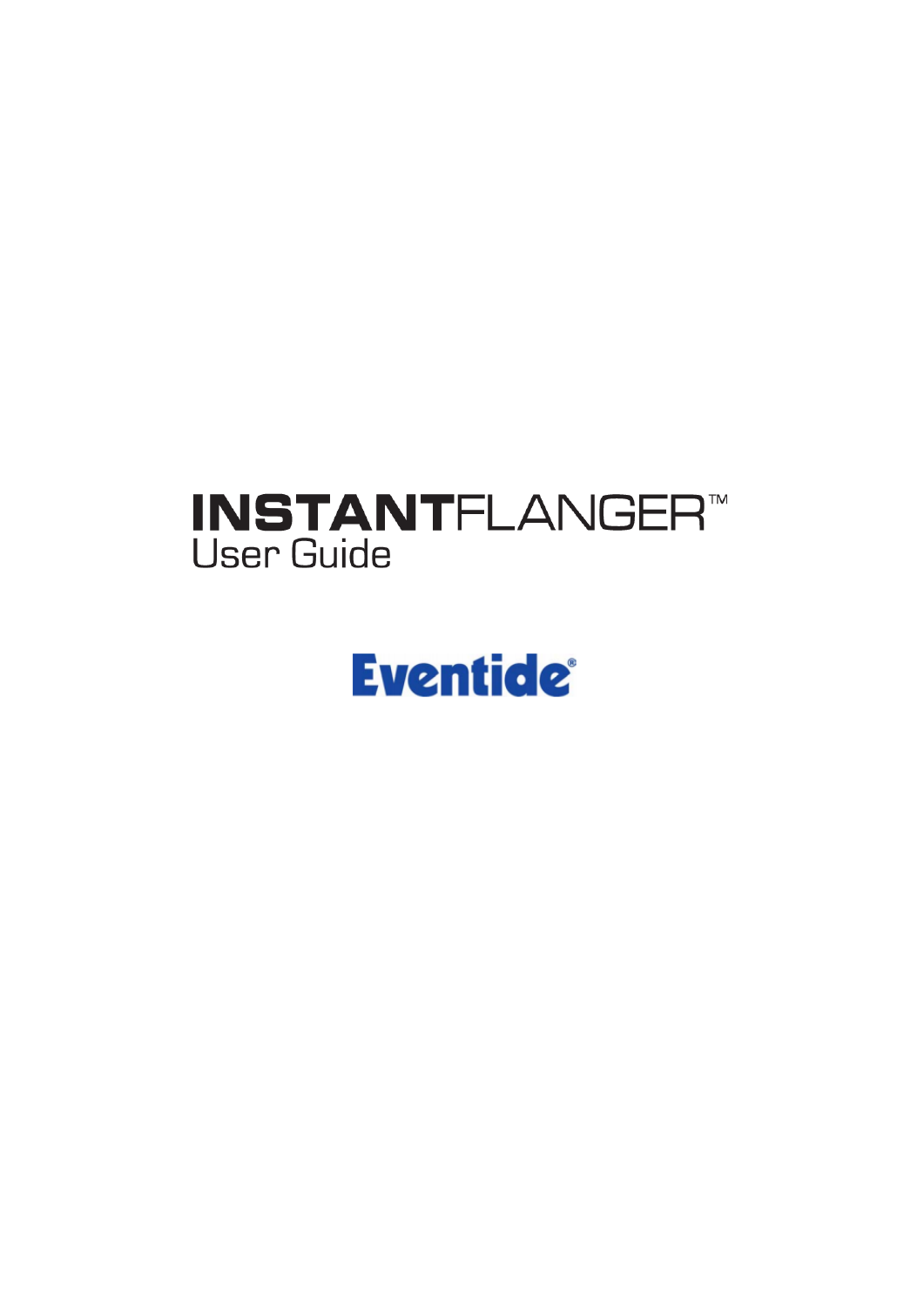# INSTANTFLANGER™

## User Guide

Eventide®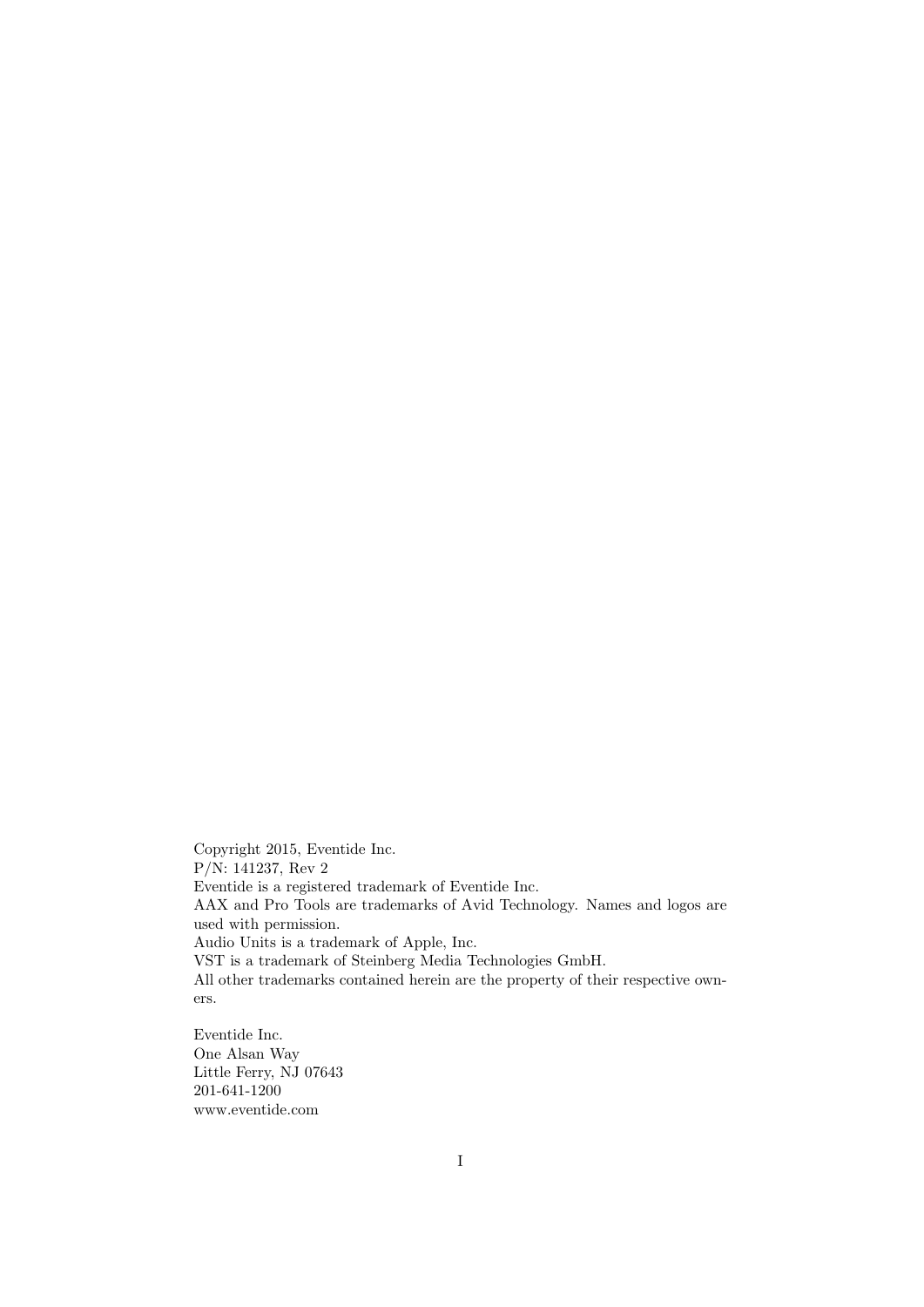Copyright 2015, Eventide Inc.  
P/N: 141237, Rev 2  
Eventide is a registered trademark of Eventide Inc.  
AAX and Pro Tools are trademarks of Avid Technology. Names and logos are used with permission.  
Audio Units is a trademark of Apple, Inc.  
VST is a trademark of Steinberg Media Technologies GmbH.  
All other trademarks contained herein are the property of their respective owners.

Eventide Inc.  
One Alsan Way  
Little Ferry, NJ 07643  
201-641-1200  
www.eventide.com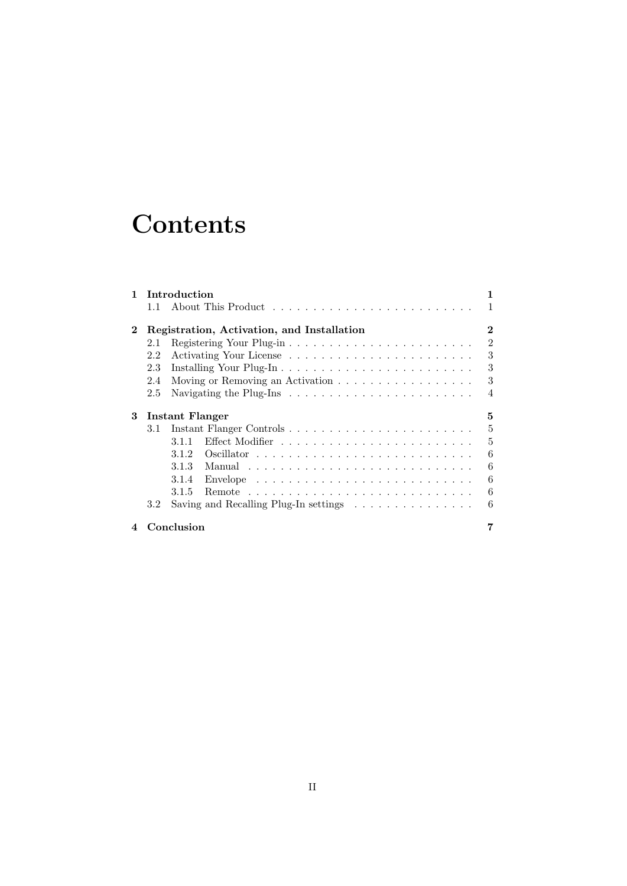# Contents

- **1 Introduction** — **1**
  - 1.1 About This Product — 1
- **2 Registration, Activation, and Installation** — **2**
  - 2.1 Registering Your Plug-in — 2
  - 2.2 Activating Your License — 3
  - 2.3 Installing Your Plug-In — 3
  - 2.4 Moving or Removing an Activation — 3
  - 2.5 Navigating the Plug-Ins — 4
- **3 Instant Flanger** — **5**
  - 3.1 Instant Flanger Controls — 5
    - 3.1.1 Effect Modifier — 5
    - 3.1.2 Oscillator — 6
    - 3.1.3 Manual — 6
    - 3.1.4 Envelope — 6
    - 3.1.5 Remote — 6
  - 3.2 Saving and Recalling Plug-In settings — 6
- **4 Conclusion** — **7**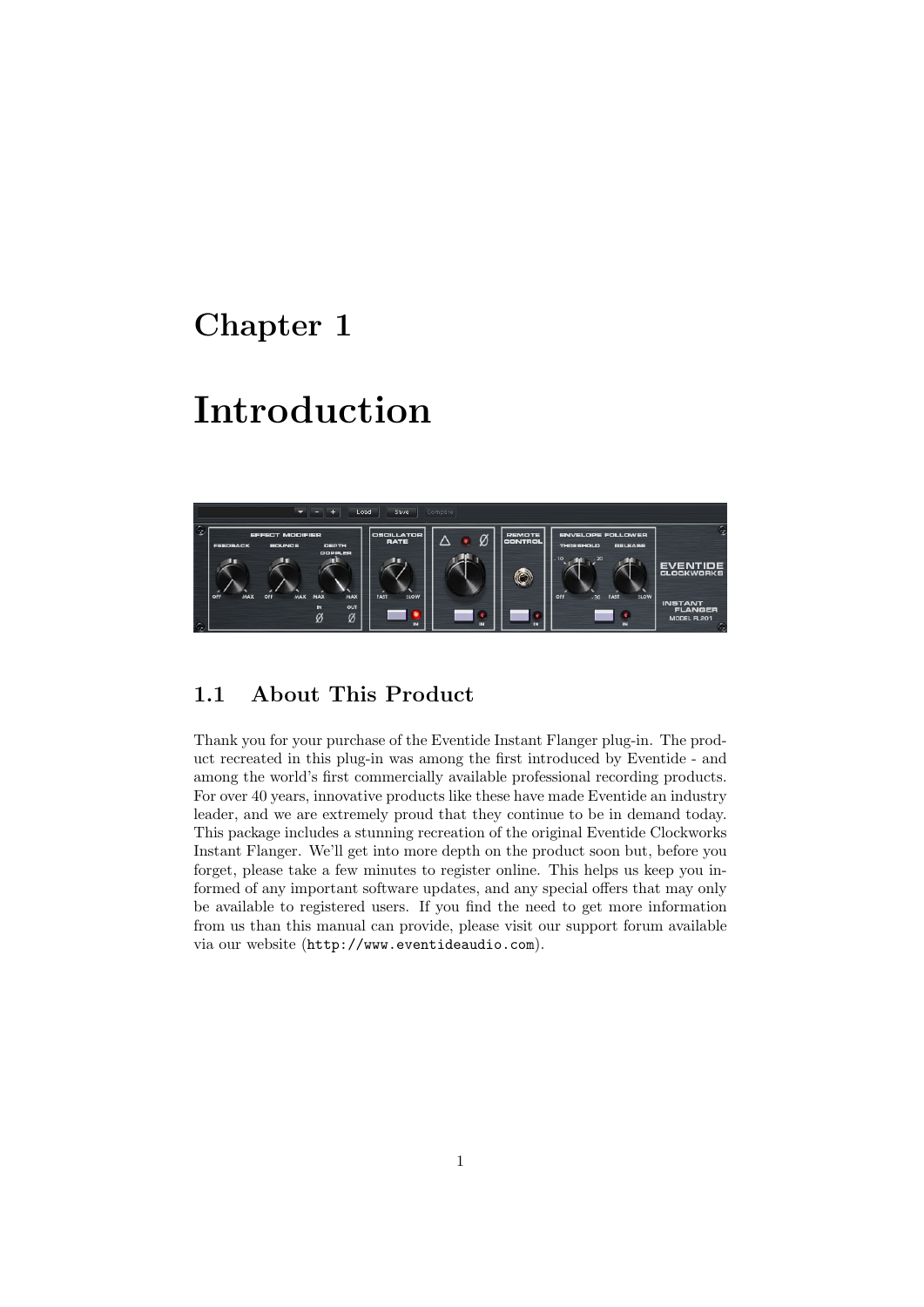# Chapter 1

# Introduction

## 1.1 About This Product

Thank you for your purchase of the Eventide Instant Flanger plug-in. The product recreated in this plug-in was among the first introduced by Eventide - and among the world's first commercially available professional recording products. For over 40 years, innovative products like these have made Eventide an industry leader, and we are extremely proud that they continue to be in demand today. This package includes a stunning recreation of the original Eventide Clockworks Instant Flanger. We'll get into more depth on the product soon but, before you forget, please take a few minutes to register online. This helps us keep you informed of any important software updates, and any special offers that may only be available to registered users. If you find the need to get more information from us than this manual can provide, please visit our support forum available via our website (`http://www.eventideaudio.com`).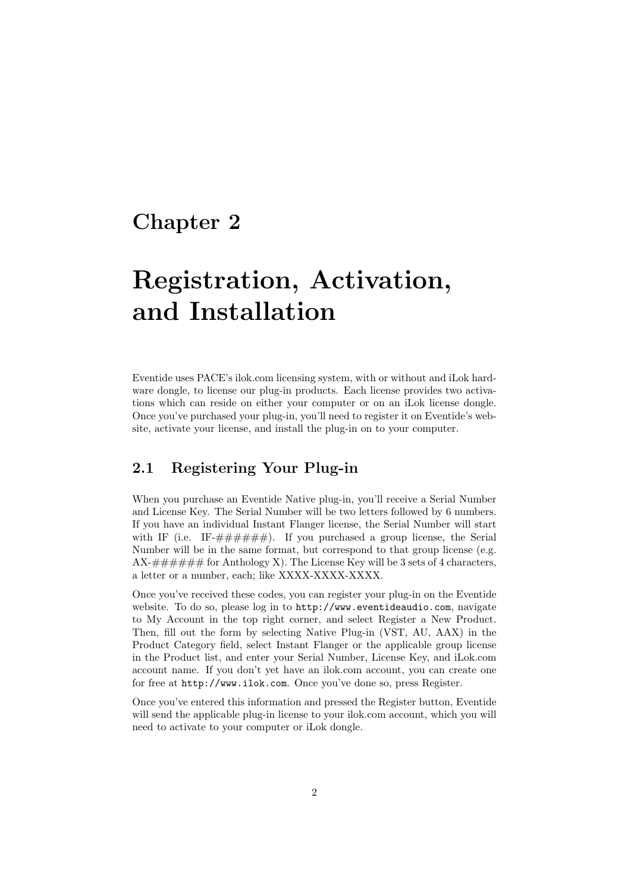# Chapter 2

# Registration, Activation, and Installation

Eventide uses PACE's ilok.com licensing system, with or without and iLok hardware dongle, to license our plug-in products. Each license provides two activations which can reside on either your computer or on an iLok license dongle. Once you've purchased your plug-in, you'll need to register it on Eventide's website, activate your license, and install the plug-in on to your computer.

## 2.1 Registering Your Plug-in

When you purchase an Eventide Native plug-in, you'll receive a Serial Number and License Key. The Serial Number will be two letters followed by 6 numbers. If you have an individual Instant Flanger license, the Serial Number will start with IF (i.e. IF-######). If you purchased a group license, the Serial Number will be in the same format, but correspond to that group license (e.g. AX-###### for Anthology X). The License Key will be 3 sets of 4 characters, a letter or a number, each; like XXXX-XXXX-XXXX.

Once you've received these codes, you can register your plug-in on the Eventide website. To do so, please log in to `http://www.eventideaudio.com`, navigate to My Account in the top right corner, and select Register a New Product. Then, fill out the form by selecting Native Plug-in (VST, AU, AAX) in the Product Category field, select Instant Flanger or the applicable group license in the Product list, and enter your Serial Number, License Key, and iLok.com account name. If you don't yet have an ilok.com account, you can create one for free at `http://www.ilok.com`. Once you've done so, press Register.

Once you've entered this information and pressed the Register button, Eventide will send the applicable plug-in license to your ilok.com account, which you will need to activate to your computer or iLok dongle.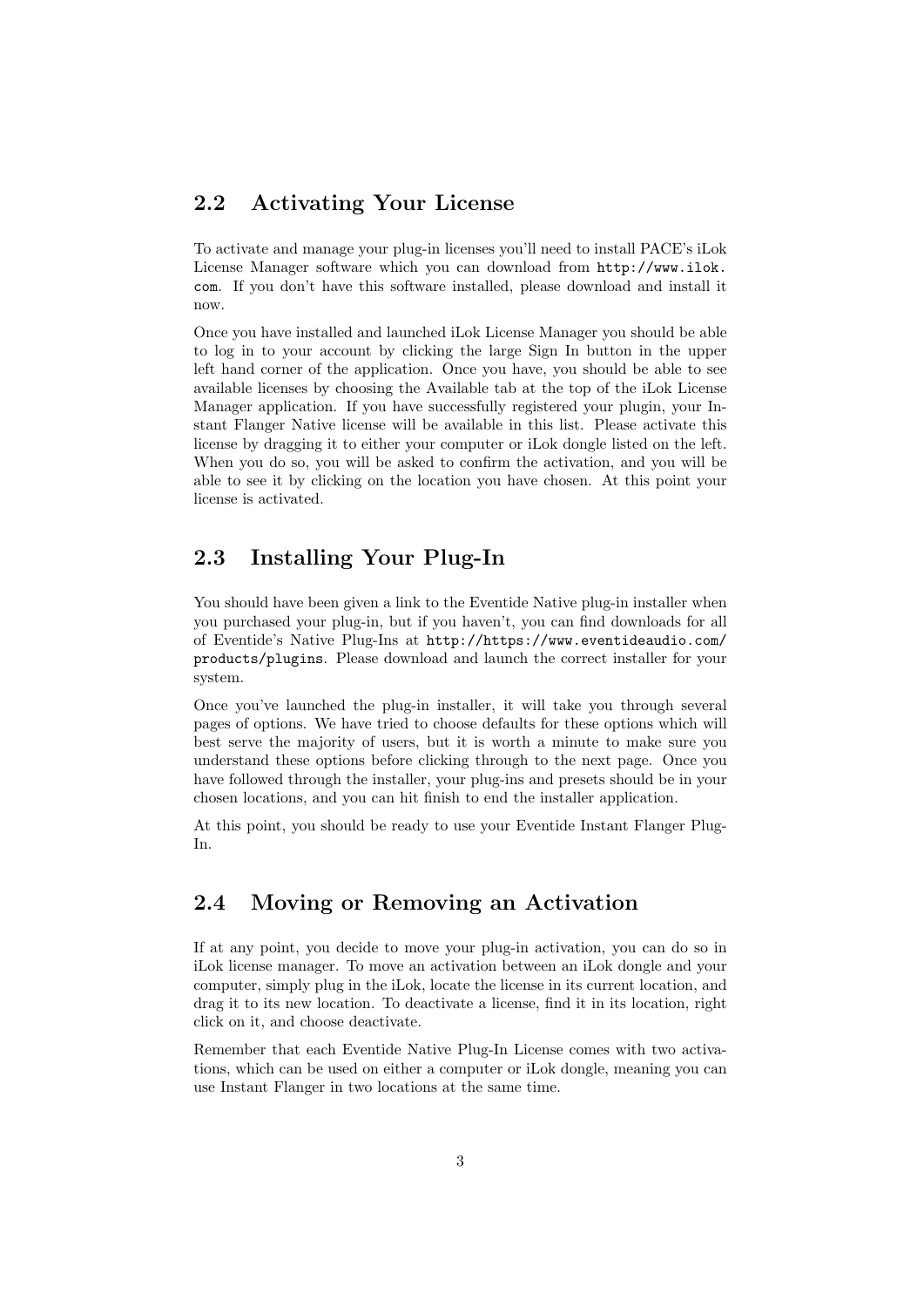## 2.2 Activating Your License

To activate and manage your plug-in licenses you'll need to install PACE's iLok License Manager software which you can download from http://www.ilok.com. If you don't have this software installed, please download and install it now.

Once you have installed and launched iLok License Manager you should be able to log in to your account by clicking the large Sign In button in the upper left hand corner of the application. Once you have, you should be able to see available licenses by choosing the Available tab at the top of the iLok License Manager application. If you have successfully registered your plugin, your Instant Flanger Native license will be available in this list. Please activate this license by dragging it to either your computer or iLok dongle listed on the left. When you do so, you will be asked to confirm the activation, and you will be able to see it by clicking on the location you have chosen. At this point your license is activated.

## 2.3 Installing Your Plug-In

You should have been given a link to the Eventide Native plug-in installer when you purchased your plug-in, but if you haven't, you can find downloads for all of Eventide's Native Plug-Ins at http://https://www.eventideaudio.com/products/plugins. Please download and launch the correct installer for your system.

Once you've launched the plug-in installer, it will take you through several pages of options. We have tried to choose defaults for these options which will best serve the majority of users, but it is worth a minute to make sure you understand these options before clicking through to the next page. Once you have followed through the installer, your plug-ins and presets should be in your chosen locations, and you can hit finish to end the installer application.

At this point, you should be ready to use your Eventide Instant Flanger Plug-In.

## 2.4 Moving or Removing an Activation

If at any point, you decide to move your plug-in activation, you can do so in iLok license manager. To move an activation between an iLok dongle and your computer, simply plug in the iLok, locate the license in its current location, and drag it to its new location. To deactivate a license, find it in its location, right click on it, and choose deactivate.

Remember that each Eventide Native Plug-In License comes with two activations, which can be used on either a computer or iLok dongle, meaning you can use Instant Flanger in two locations at the same time.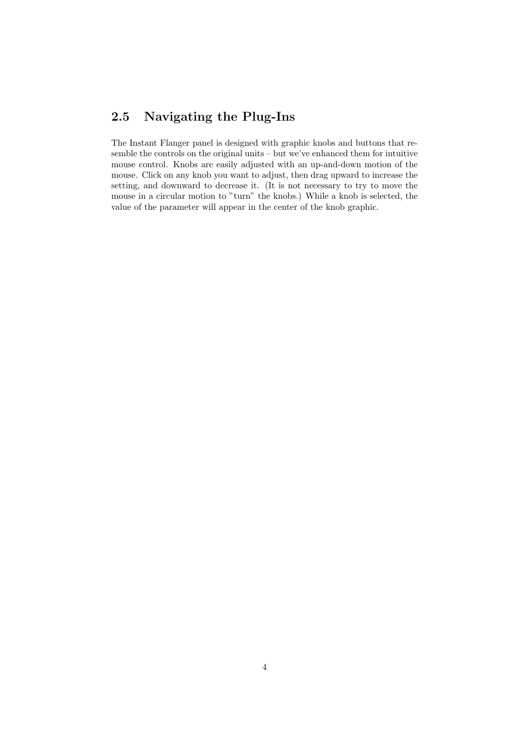## 2.5 Navigating the Plug-Ins

The Instant Flanger panel is designed with graphic knobs and buttons that resemble the controls on the original units – but we've enhanced them for intuitive mouse control. Knobs are easily adjusted with an up-and-down motion of the mouse. Click on any knob you want to adjust, then drag upward to increase the setting, and downward to decrease it. (It is not necessary to try to move the mouse in a circular motion to "turn" the knobs.) While a knob is selected, the value of the parameter will appear in the center of the knob graphic.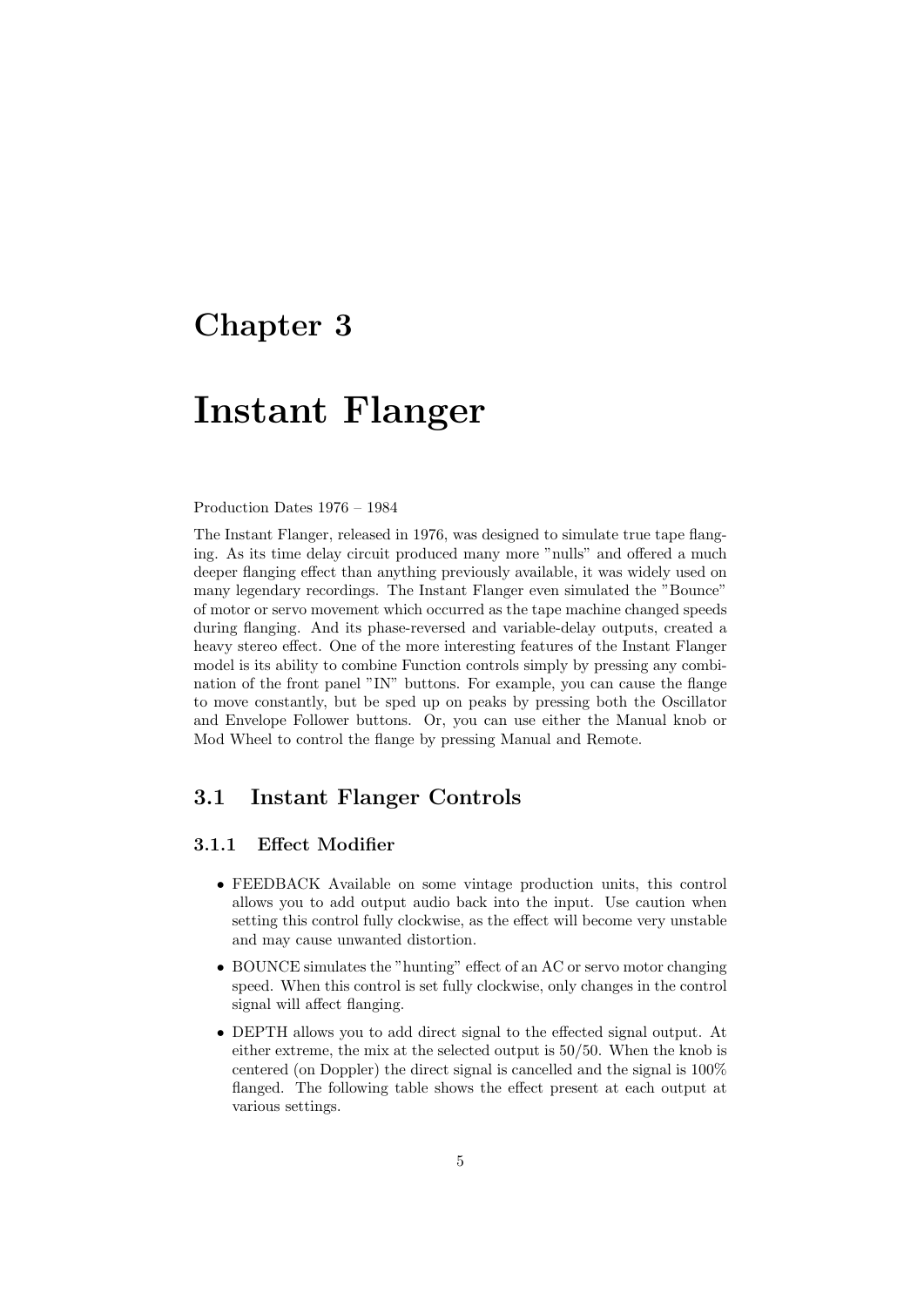# Chapter 3

# Instant Flanger

Production Dates 1976 – 1984

The Instant Flanger, released in 1976, was designed to simulate true tape flanging. As its time delay circuit produced many more "nulls" and offered a much deeper flanging effect than anything previously available, it was widely used on many legendary recordings. The Instant Flanger even simulated the "Bounce" of motor or servo movement which occurred as the tape machine changed speeds during flanging. And its phase-reversed and variable-delay outputs, created a heavy stereo effect. One of the more interesting features of the Instant Flanger model is its ability to combine Function controls simply by pressing any combination of the front panel "IN" buttons. For example, you can cause the flange to move constantly, but be sped up on peaks by pressing both the Oscillator and Envelope Follower buttons. Or, you can use either the Manual knob or Mod Wheel to control the flange by pressing Manual and Remote.

## 3.1 Instant Flanger Controls

### 3.1.1 Effect Modifier

- FEEDBACK Available on some vintage production units, this control allows you to add output audio back into the input. Use caution when setting this control fully clockwise, as the effect will become very unstable and may cause unwanted distortion.
- BOUNCE simulates the "hunting" effect of an AC or servo motor changing speed. When this control is set fully clockwise, only changes in the control signal will affect flanging.
- DEPTH allows you to add direct signal to the effected signal output. At either extreme, the mix at the selected output is 50/50. When the knob is centered (on Doppler) the direct signal is cancelled and the signal is 100% flanged. The following table shows the effect present at each output at various settings.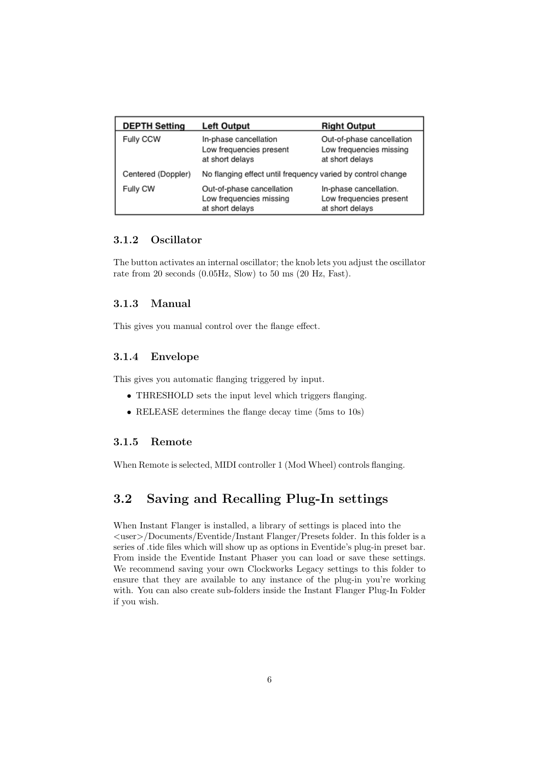| DEPTH Setting | Left Output | Right Output |
|---|---|---|
| Fully CCW | In-phase cancellation<br>Low frequencies present<br>at short delays | Out-of-phase cancellation<br>Low frequencies missing<br>at short delays |
| Centered (Doppler) | No flanging effect until frequency varied by control change | |
| Fully CW | Out-of-phase cancellation<br>Low frequencies missing<br>at short delays | In-phase cancellation.<br>Low frequencies present<br>at short delays |

### 3.1.2 Oscillator

The button activates an internal oscillator; the knob lets you adjust the oscillator rate from 20 seconds (0.05Hz, Slow) to 50 ms (20 Hz, Fast).

### 3.1.3 Manual

This gives you manual control over the flange effect.

### 3.1.4 Envelope

This gives you automatic flanging triggered by input.

- THRESHOLD sets the input level which triggers flanging.
- RELEASE determines the flange decay time (5ms to 10s)

### 3.1.5 Remote

When Remote is selected, MIDI controller 1 (Mod Wheel) controls flanging.

## 3.2 Saving and Recalling Plug-In settings

When Instant Flanger is installed, a library of settings is placed into the <user>/Documents/Eventide/Instant Flanger/Presets folder. In this folder is a series of .tide files which will show up as options in Eventide's plug-in preset bar. From inside the Eventide Instant Phaser you can load or save these settings. We recommend saving your own Clockworks Legacy settings to this folder to ensure that they are available to any instance of the plug-in you're working with. You can also create sub-folders inside the Instant Flanger Plug-In Folder if you wish.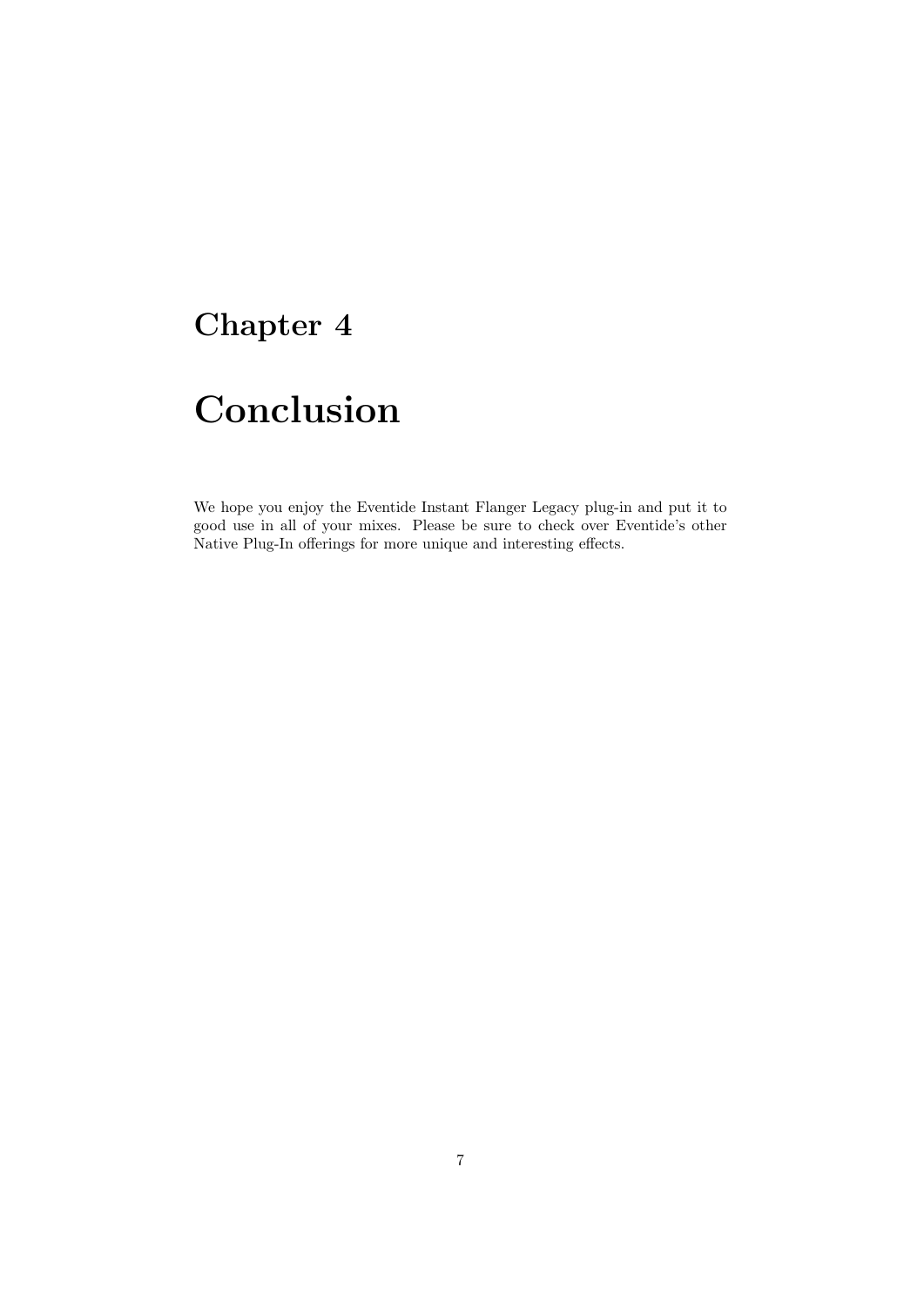# Chapter 4

# Conclusion

We hope you enjoy the Eventide Instant Flanger Legacy plug-in and put it to good use in all of your mixes. Please be sure to check over Eventide's other Native Plug-In offerings for more unique and interesting effects.